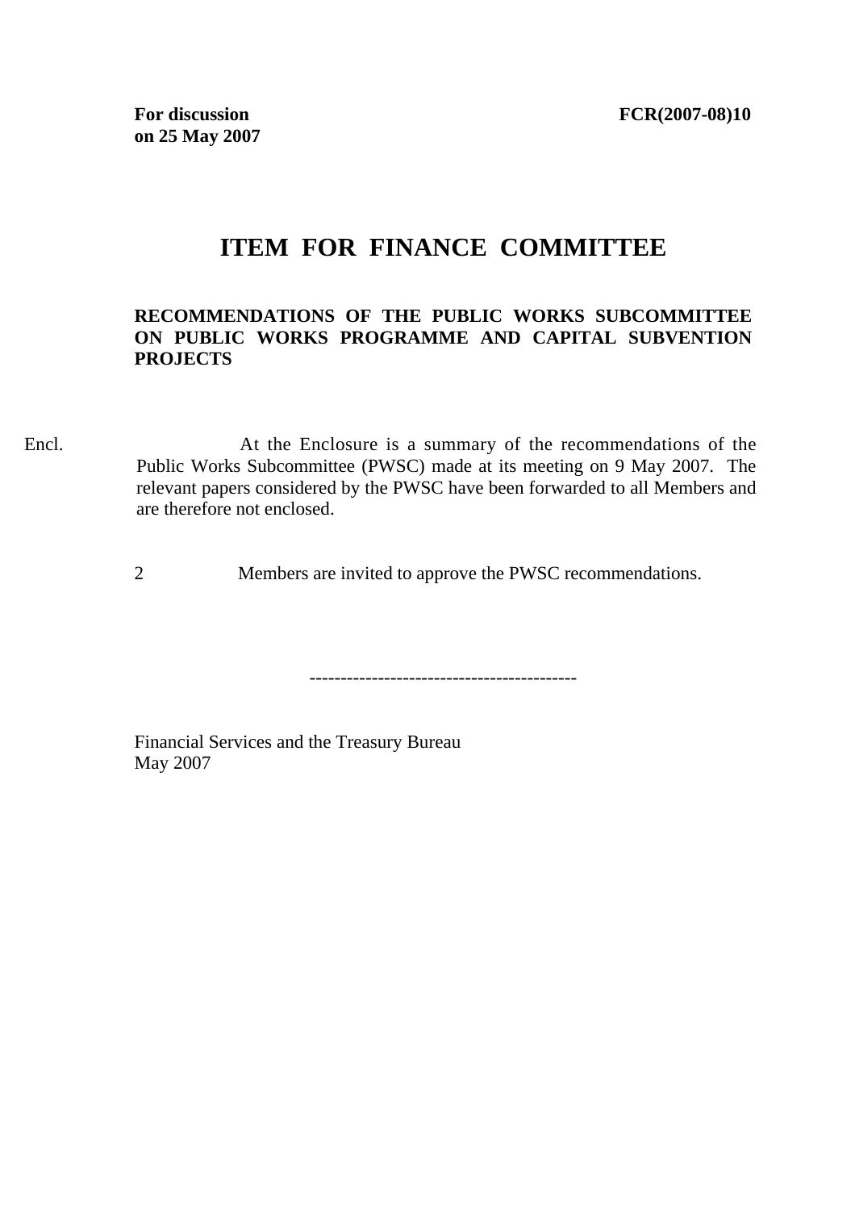**For discussion on 25 May 2007** **FCR(2007-08)10**

# ITEM FOR FINANCE COMMITTEE

**RECOMMENDATIONS OF THE PUBLIC WORKS SUBCOMMITTEE ON PUBLIC WORKS PROGRAMME AND CAPITAL SUBVENTION PROJECTS**

Encl.

At the Enclosure is a summary of the recommendations of the Public Works Subcommittee (PWSC) made at its meeting on 9 May 2007. The relevant papers considered by the PWSC have been forwarded to all Members and are therefore not enclosed.

2 Members are invited to approve the PWSC recommendations.

-------------------------------------------

Financial Services and the Treasury Bureau
May 2007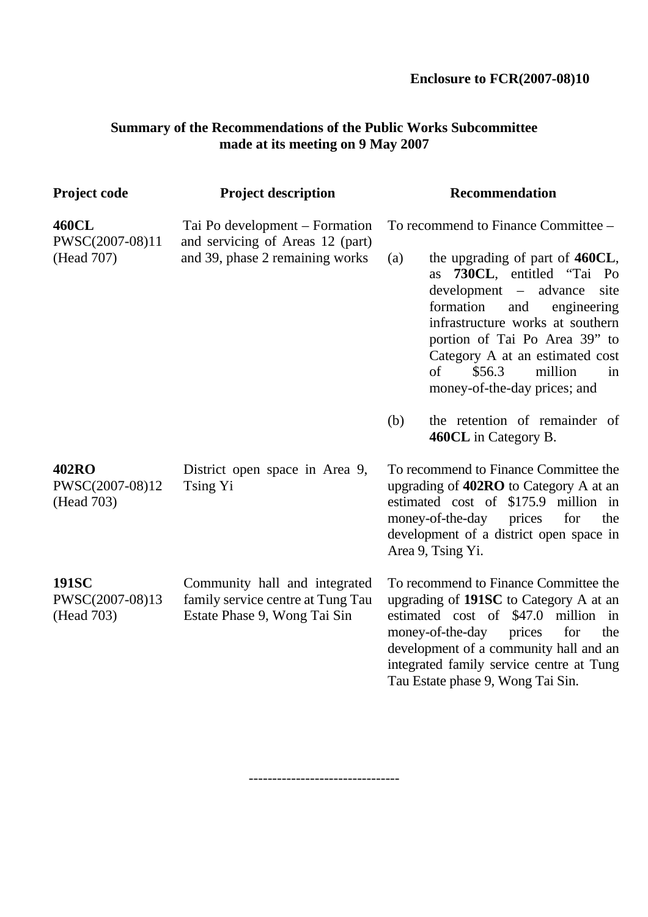**Enclosure to FCR(2007-08)10**

## Summary of the Recommendations of the Public Works Subcommittee made at its meeting on 9 May 2007

| Project code | Project description | Recommendation |
|---|---|---|
| **460CL** PWSC(2007-08)11 (Head 707) | Tai Po development – Formation and servicing of Areas 12 (part) and 39, phase 2 remaining works | To recommend to Finance Committee – (a) the upgrading of part of **460CL**, as **730CL**, entitled "Tai Po development – advance site formation and engineering infrastructure works at southern portion of Tai Po Area 39" to Category A at an estimated cost of $56.3 million in money-of-the-day prices; and (b) the retention of remainder of **460CL** in Category B. |
| **402RO** PWSC(2007-08)12 (Head 703) | District open space in Area 9, Tsing Yi | To recommend to Finance Committee the upgrading of **402RO** to Category A at an estimated cost of $175.9 million in money-of-the-day prices for the development of a district open space in Area 9, Tsing Yi. |
| **191SC** PWSC(2007-08)13 (Head 703) | Community hall and integrated family service centre at Tung Tau Estate Phase 9, Wong Tai Sin | To recommend to Finance Committee the upgrading of **191SC** to Category A at an estimated cost of $47.0 million in money-of-the-day prices for the development of a community hall and an integrated family service centre at Tung Tau Estate phase 9, Wong Tai Sin. |

--------------------------------